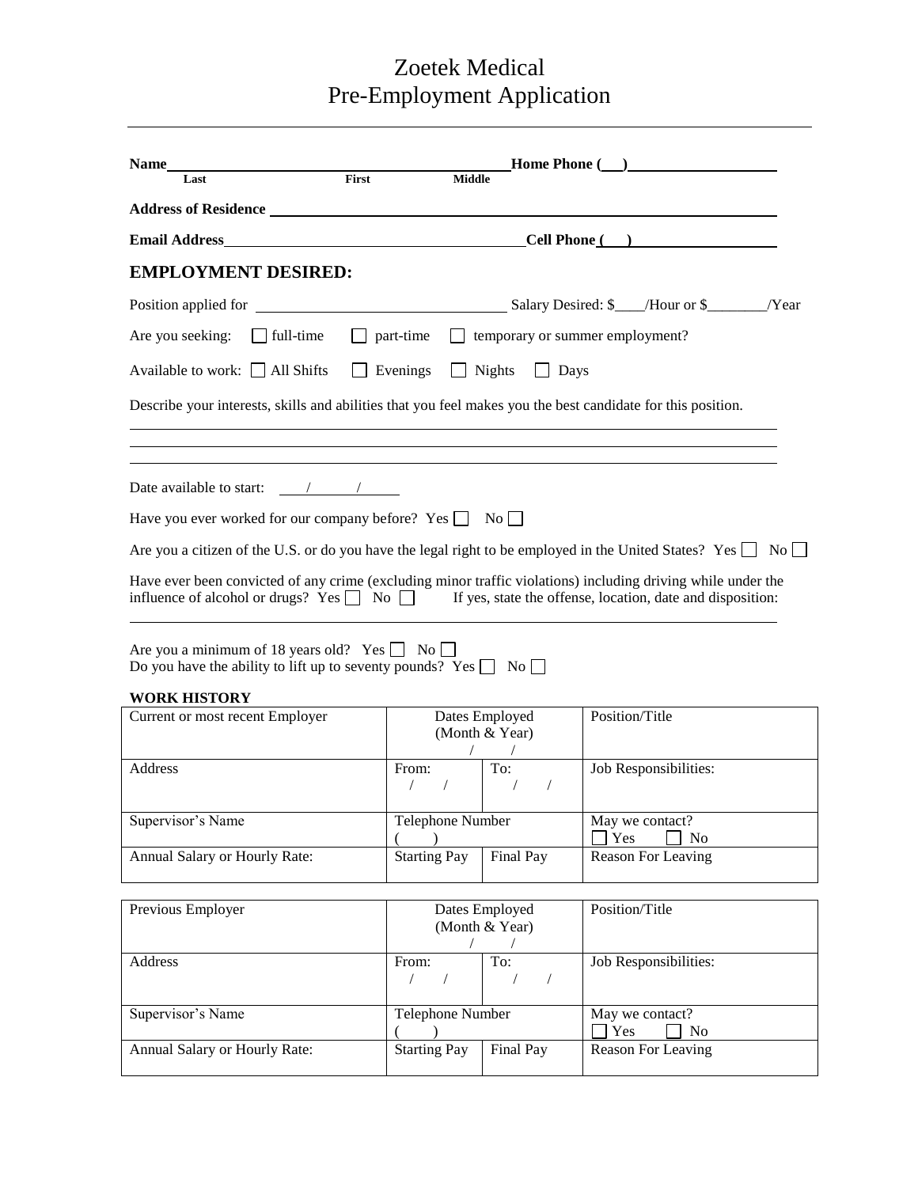# Zoetek Medical
# Pre-Employment Application

---

**Name**\_\_\_\_\_\_\_\_\_\_\_\_\_\_\_\_\_\_\_\_\_\_\_\_\_\_\_\_\_\_\_\_\_\_\_\_\_\_\_\_ **Home Phone (\_\_)**\_\_\_\_\_\_\_\_\_\_\_\_\_\_\_\_\_\_
**Last** **First** **Middle**

**Address of Residence** \_\_\_\_\_\_\_\_\_\_\_\_\_\_\_\_\_\_\_\_\_\_\_\_\_\_\_\_\_\_\_\_\_\_\_\_\_\_\_\_\_\_\_\_\_\_\_\_\_\_\_\_\_\_\_\_

**Email Address**\_\_\_\_\_\_\_\_\_\_\_\_\_\_\_\_\_\_\_\_\_\_\_\_\_\_\_\_\_\_\_\_\_\_\_\_\_\_\_\_ **Cell Phone (\_\_)**\_\_\_\_\_\_\_\_\_\_\_\_\_\_\_\_\_\_

## EMPLOYMENT DESIRED:

Position applied for \_\_\_\_\_\_\_\_\_\_\_\_\_\_\_\_\_\_\_\_\_\_\_\_\_\_\_\_\_\_ Salary Desired: $\_\_\_\_/Hour or $\_\_\_\_\_\_\_\_/Year

Are you seeking: ☐ full-time ☐ part-time ☐ temporary or summer employment?

Available to work: ☐ All Shifts ☐ Evenings ☐ Nights ☐ Days

Describe your interests, skills and abilities that you feel makes you the best candidate for this position.

\_\_\_\_\_\_\_\_\_\_\_\_\_\_\_\_\_\_\_\_\_\_\_\_\_\_\_\_\_\_\_\_\_\_\_\_\_\_\_\_\_\_\_\_\_\_\_\_\_\_\_\_\_\_\_\_\_\_\_\_\_\_\_\_\_\_\_\_\_\_\_\_\_\_\_\_\_\_

\_\_\_\_\_\_\_\_\_\_\_\_\_\_\_\_\_\_\_\_\_\_\_\_\_\_\_\_\_\_\_\_\_\_\_\_\_\_\_\_\_\_\_\_\_\_\_\_\_\_\_\_\_\_\_\_\_\_\_\_\_\_\_\_\_\_\_\_\_\_\_\_\_\_\_\_\_\_

\_\_\_\_\_\_\_\_\_\_\_\_\_\_\_\_\_\_\_\_\_\_\_\_\_\_\_\_\_\_\_\_\_\_\_\_\_\_\_\_\_\_\_\_\_\_\_\_\_\_\_\_\_\_\_\_\_\_\_\_\_\_\_\_\_\_\_\_\_\_\_\_\_\_\_\_\_\_

Date available to start: \_\_\_\_/\_\_\_\_/\_\_\_\_

Have you ever worked for our company before? Yes ☐ No ☐

Are you a citizen of the U.S. or do you have the legal right to be employed in the United States? Yes ☐ No ☐

Have ever been convicted of any crime (excluding minor traffic violations) including driving while under the influence of alcohol or drugs? Yes ☐ No ☐ If yes, state the offense, location, date and disposition:

\_\_\_\_\_\_\_\_\_\_\_\_\_\_\_\_\_\_\_\_\_\_\_\_\_\_\_\_\_\_\_\_\_\_\_\_\_\_\_\_\_\_\_\_\_\_\_\_\_\_\_\_\_\_\_\_\_\_\_\_\_\_\_\_\_\_\_\_\_\_\_\_\_\_\_\_\_\_

Are you a minimum of 18 years old? Yes ☐ No ☐
Do you have the ability to lift up to seventy pounds? Yes ☐ No ☐

**WORK HISTORY**

| Current or most recent Employer | Dates Employed (Month & Year) / / | | Position/Title |
|---|---|---|---|
| Address | From: / / | To: / / | Job Responsibilities: |
| Supervisor's Name | Telephone Number ( ) | | May we contact? ☐ Yes ☐ No |
| Annual Salary or Hourly Rate: | Starting Pay | Final Pay | Reason For Leaving |

| Previous Employer | Dates Employed (Month & Year) / / | | Position/Title |
|---|---|---|---|
| Address | From: / / | To: / / | Job Responsibilities: |
| Supervisor's Name | Telephone Number ( ) | | May we contact? ☐ Yes ☐ No |
| Annual Salary or Hourly Rate: | Starting Pay | Final Pay | Reason For Leaving |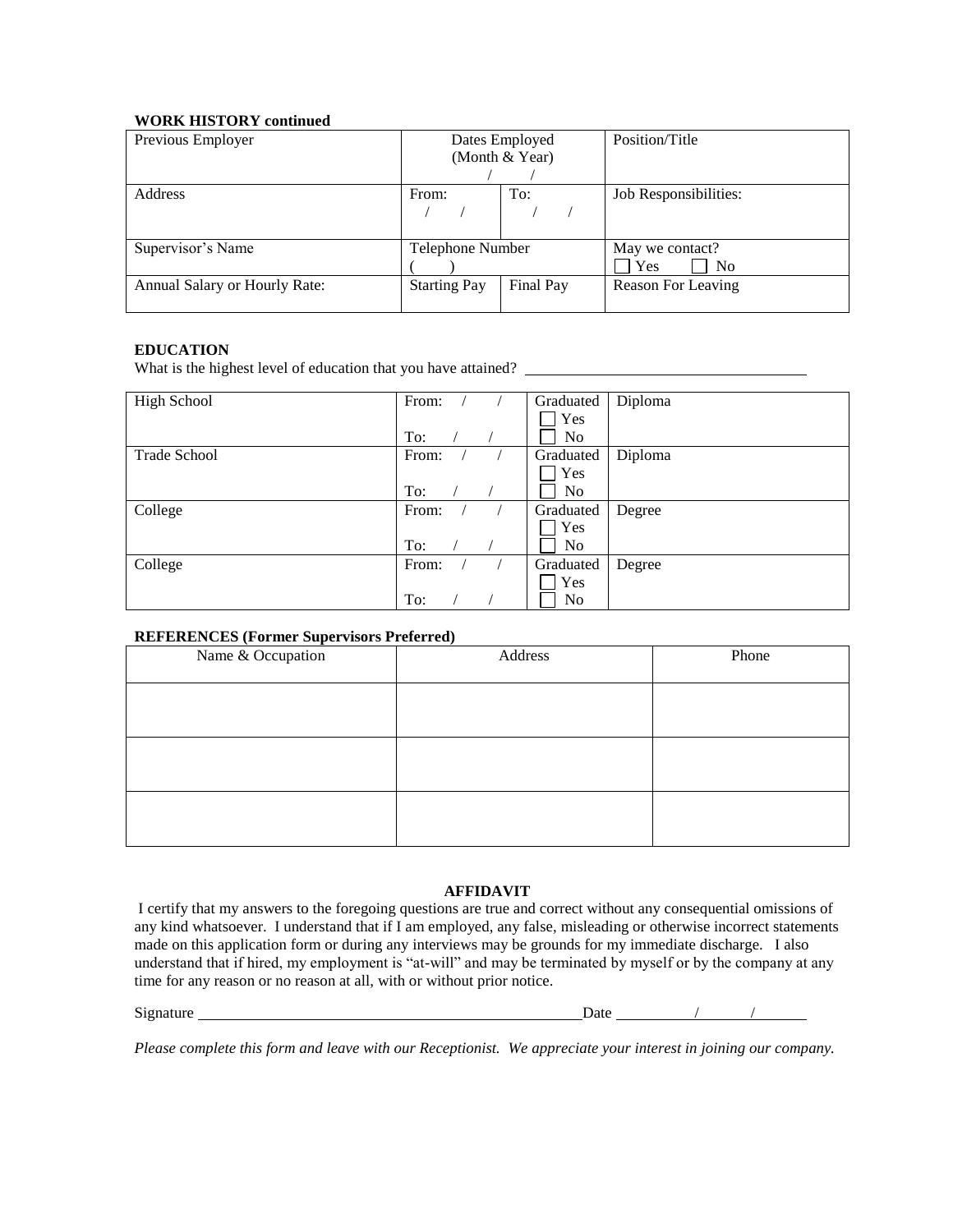**WORK HISTORY continued**

| | | | |
|---|---|---|---|
| Previous Employer | Dates Employed (Month & Year) / / | | Position/Title |
| Address | From: / / | To: / / | Job Responsibilities: |
| Supervisor's Name | Telephone Number ( ) | | May we contact? ☐ Yes ☐ No |
| Annual Salary or Hourly Rate: | Starting Pay | Final Pay | Reason For Leaving |

**EDUCATION**

What is the highest level of education that you have attained? ______________________________

| | | | |
|---|---|---|---|
| High School | From: / / To: / / | Graduated ☐ Yes ☐ No | Diploma |
| Trade School | From: / / To: / / | Graduated ☐ Yes ☐ No | Diploma |
| College | From: / / To: / / | Graduated ☐ Yes ☐ No | Degree |
| College | From: / / To: / / | Graduated ☐ Yes ☐ No | Degree |

**REFERENCES (Former Supervisors Preferred)**

| Name & Occupation | Address | Phone |
|---|---|---|
| | | |
| | | |
| | | |

**AFFIDAVIT**

I certify that my answers to the foregoing questions are true and correct without any consequential omissions of any kind whatsoever. I understand that if I am employed, any false, misleading or otherwise incorrect statements made on this application form or during any interviews may be grounds for my immediate discharge. I also understand that if hired, my employment is "at-will" and may be terminated by myself or by the company at any time for any reason or no reason at all, with or without prior notice.

Signature ______________________________ Date _______ / _______ / _______

*Please complete this form and leave with our Receptionist. We appreciate your interest in joining our company.*